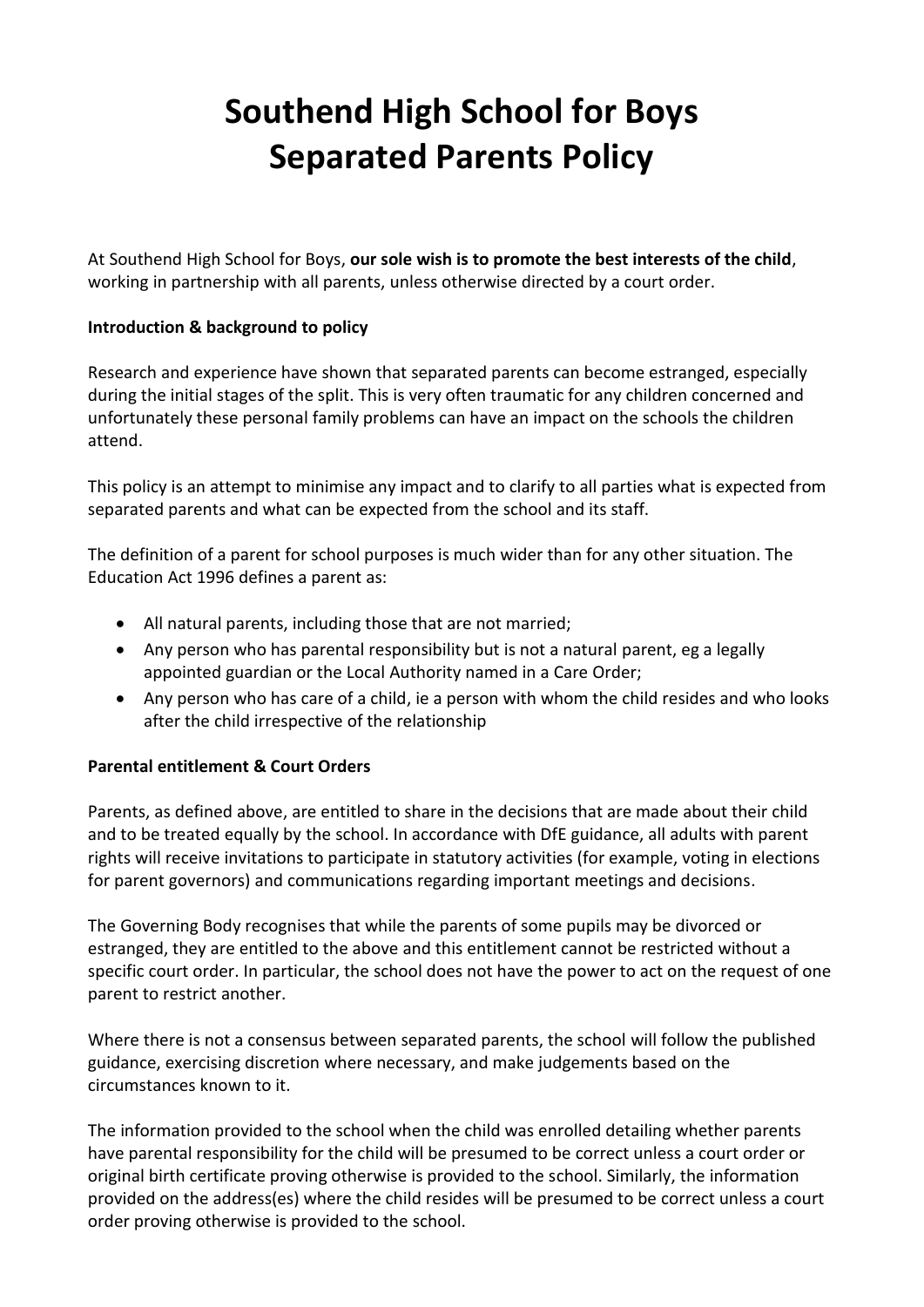# Southend High School for Boys
# Separated Parents Policy

At Southend High School for Boys, **our sole wish is to promote the best interests of the child**, working in partnership with all parents, unless otherwise directed by a court order.

**Introduction & background to policy**

Research and experience have shown that separated parents can become estranged, especially during the initial stages of the split. This is very often traumatic for any children concerned and unfortunately these personal family problems can have an impact on the schools the children attend.

This policy is an attempt to minimise any impact and to clarify to all parties what is expected from separated parents and what can be expected from the school and its staff.

The definition of a parent for school purposes is much wider than for any other situation. The Education Act 1996 defines a parent as:

- All natural parents, including those that are not married;
- Any person who has parental responsibility but is not a natural parent, eg a legally appointed guardian or the Local Authority named in a Care Order;
- Any person who has care of a child, ie a person with whom the child resides and who looks after the child irrespective of the relationship

**Parental entitlement & Court Orders**

Parents, as defined above, are entitled to share in the decisions that are made about their child and to be treated equally by the school. In accordance with DfE guidance, all adults with parent rights will receive invitations to participate in statutory activities (for example, voting in elections for parent governors) and communications regarding important meetings and decisions.

The Governing Body recognises that while the parents of some pupils may be divorced or estranged, they are entitled to the above and this entitlement cannot be restricted without a specific court order. In particular, the school does not have the power to act on the request of one parent to restrict another.

Where there is not a consensus between separated parents, the school will follow the published guidance, exercising discretion where necessary, and make judgements based on the circumstances known to it.

The information provided to the school when the child was enrolled detailing whether parents have parental responsibility for the child will be presumed to be correct unless a court order or original birth certificate proving otherwise is provided to the school. Similarly, the information provided on the address(es) where the child resides will be presumed to be correct unless a court order proving otherwise is provided to the school.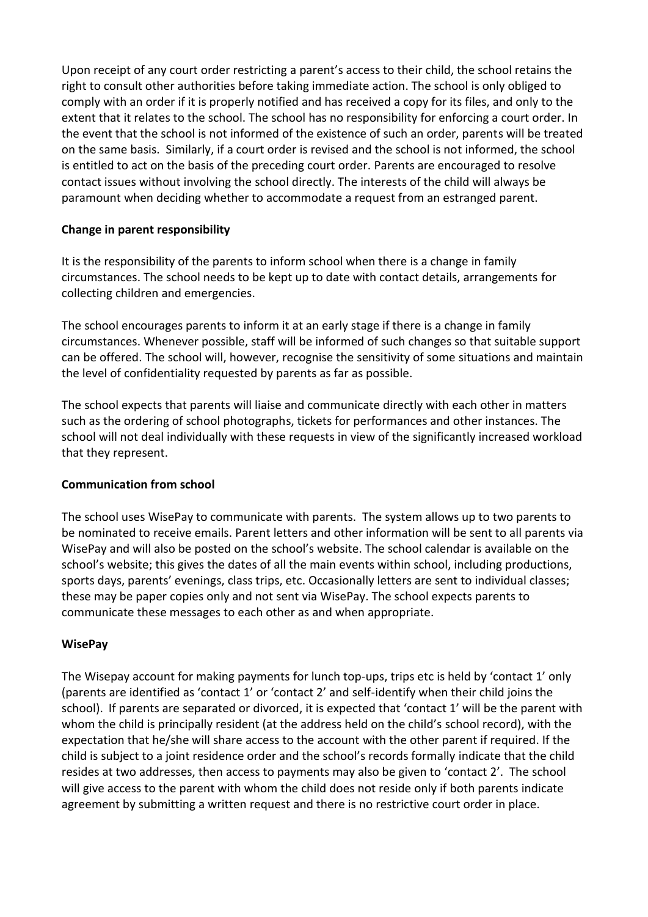Upon receipt of any court order restricting a parent's access to their child, the school retains the right to consult other authorities before taking immediate action. The school is only obliged to comply with an order if it is properly notified and has received a copy for its files, and only to the extent that it relates to the school. The school has no responsibility for enforcing a court order. In the event that the school is not informed of the existence of such an order, parents will be treated on the same basis. Similarly, if a court order is revised and the school is not informed, the school is entitled to act on the basis of the preceding court order. Parents are encouraged to resolve contact issues without involving the school directly. The interests of the child will always be paramount when deciding whether to accommodate a request from an estranged parent.

**Change in parent responsibility**

It is the responsibility of the parents to inform school when there is a change in family circumstances. The school needs to be kept up to date with contact details, arrangements for collecting children and emergencies.

The school encourages parents to inform it at an early stage if there is a change in family circumstances. Whenever possible, staff will be informed of such changes so that suitable support can be offered. The school will, however, recognise the sensitivity of some situations and maintain the level of confidentiality requested by parents as far as possible.

The school expects that parents will liaise and communicate directly with each other in matters such as the ordering of school photographs, tickets for performances and other instances. The school will not deal individually with these requests in view of the significantly increased workload that they represent.

**Communication from school**

The school uses WisePay to communicate with parents. The system allows up to two parents to be nominated to receive emails. Parent letters and other information will be sent to all parents via WisePay and will also be posted on the school's website. The school calendar is available on the school's website; this gives the dates of all the main events within school, including productions, sports days, parents' evenings, class trips, etc. Occasionally letters are sent to individual classes; these may be paper copies only and not sent via WisePay. The school expects parents to communicate these messages to each other as and when appropriate.

**WisePay**

The Wisepay account for making payments for lunch top-ups, trips etc is held by 'contact 1' only (parents are identified as 'contact 1' or 'contact 2' and self-identify when their child joins the school). If parents are separated or divorced, it is expected that 'contact 1' will be the parent with whom the child is principally resident (at the address held on the child's school record), with the expectation that he/she will share access to the account with the other parent if required. If the child is subject to a joint residence order and the school's records formally indicate that the child resides at two addresses, then access to payments may also be given to 'contact 2'. The school will give access to the parent with whom the child does not reside only if both parents indicate agreement by submitting a written request and there is no restrictive court order in place.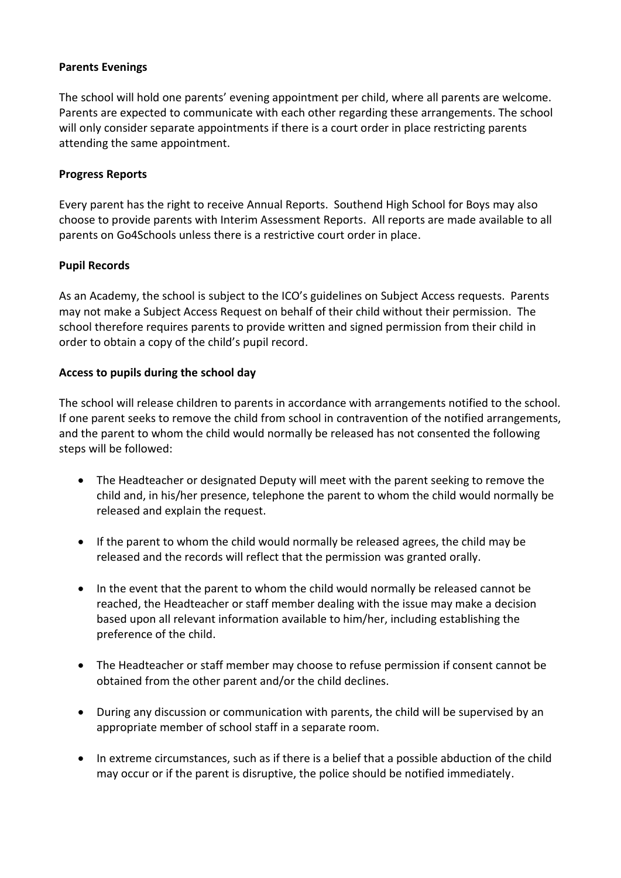**Parents Evenings**

The school will hold one parents' evening appointment per child, where all parents are welcome. Parents are expected to communicate with each other regarding these arrangements. The school will only consider separate appointments if there is a court order in place restricting parents attending the same appointment.

**Progress Reports**

Every parent has the right to receive Annual Reports. Southend High School for Boys may also choose to provide parents with Interim Assessment Reports. All reports are made available to all parents on Go4Schools unless there is a restrictive court order in place.

**Pupil Records**

As an Academy, the school is subject to the ICO's guidelines on Subject Access requests. Parents may not make a Subject Access Request on behalf of their child without their permission. The school therefore requires parents to provide written and signed permission from their child in order to obtain a copy of the child's pupil record.

**Access to pupils during the school day**

The school will release children to parents in accordance with arrangements notified to the school. If one parent seeks to remove the child from school in contravention of the notified arrangements, and the parent to whom the child would normally be released has not consented the following steps will be followed:

- The Headteacher or designated Deputy will meet with the parent seeking to remove the child and, in his/her presence, telephone the parent to whom the child would normally be released and explain the request.
- If the parent to whom the child would normally be released agrees, the child may be released and the records will reflect that the permission was granted orally.
- In the event that the parent to whom the child would normally be released cannot be reached, the Headteacher or staff member dealing with the issue may make a decision based upon all relevant information available to him/her, including establishing the preference of the child.
- The Headteacher or staff member may choose to refuse permission if consent cannot be obtained from the other parent and/or the child declines.
- During any discussion or communication with parents, the child will be supervised by an appropriate member of school staff in a separate room.
- In extreme circumstances, such as if there is a belief that a possible abduction of the child may occur or if the parent is disruptive, the police should be notified immediately.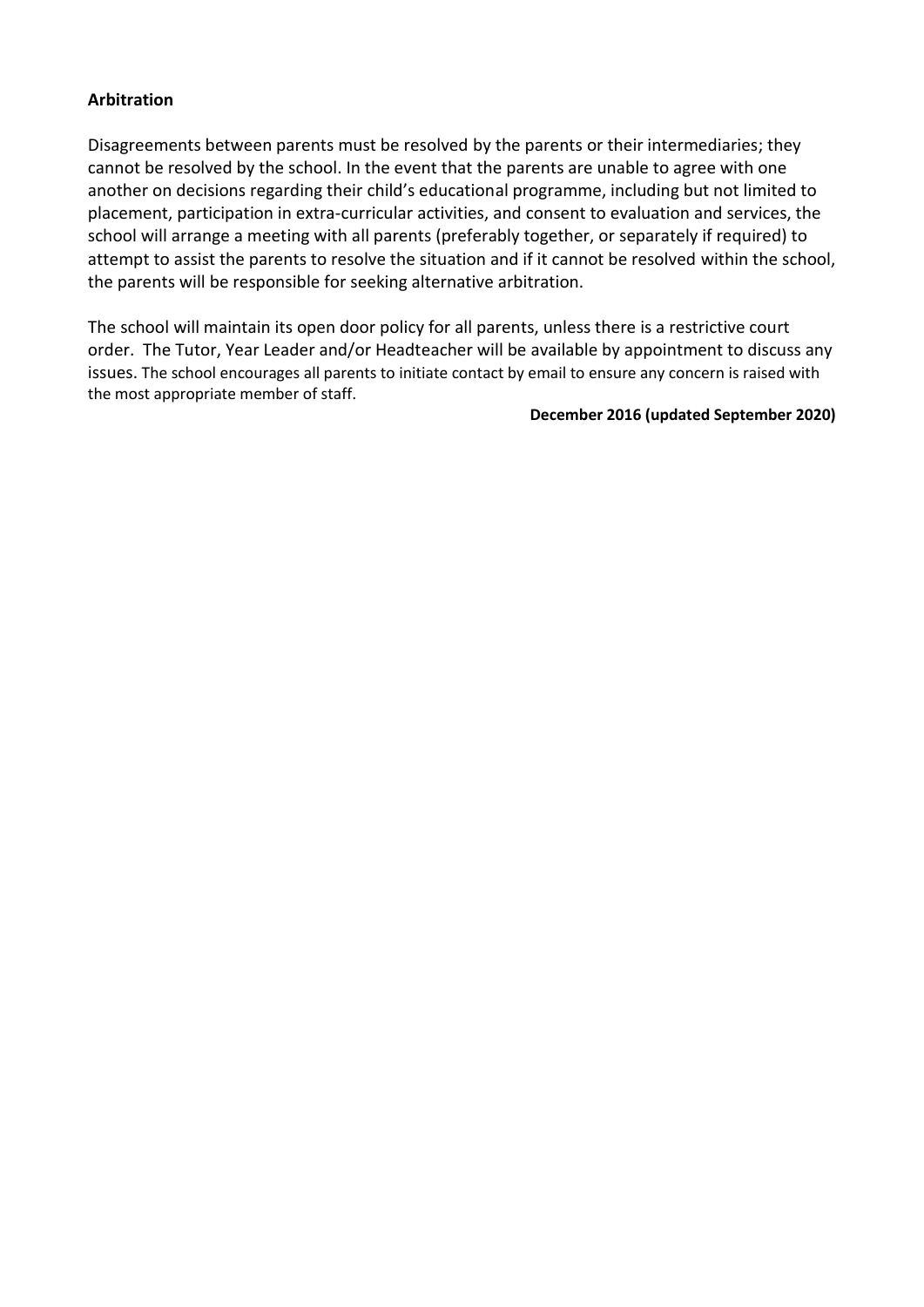**Arbitration**

Disagreements between parents must be resolved by the parents or their intermediaries; they cannot be resolved by the school. In the event that the parents are unable to agree with one another on decisions regarding their child's educational programme, including but not limited to placement, participation in extra-curricular activities, and consent to evaluation and services, the school will arrange a meeting with all parents (preferably together, or separately if required) to attempt to assist the parents to resolve the situation and if it cannot be resolved within the school, the parents will be responsible for seeking alternative arbitration.

The school will maintain its open door policy for all parents, unless there is a restrictive court order. The Tutor, Year Leader and/or Headteacher will be available by appointment to discuss any issues. The school encourages all parents to initiate contact by email to ensure any concern is raised with the most appropriate member of staff.

**December 2016 (updated September 2020)**